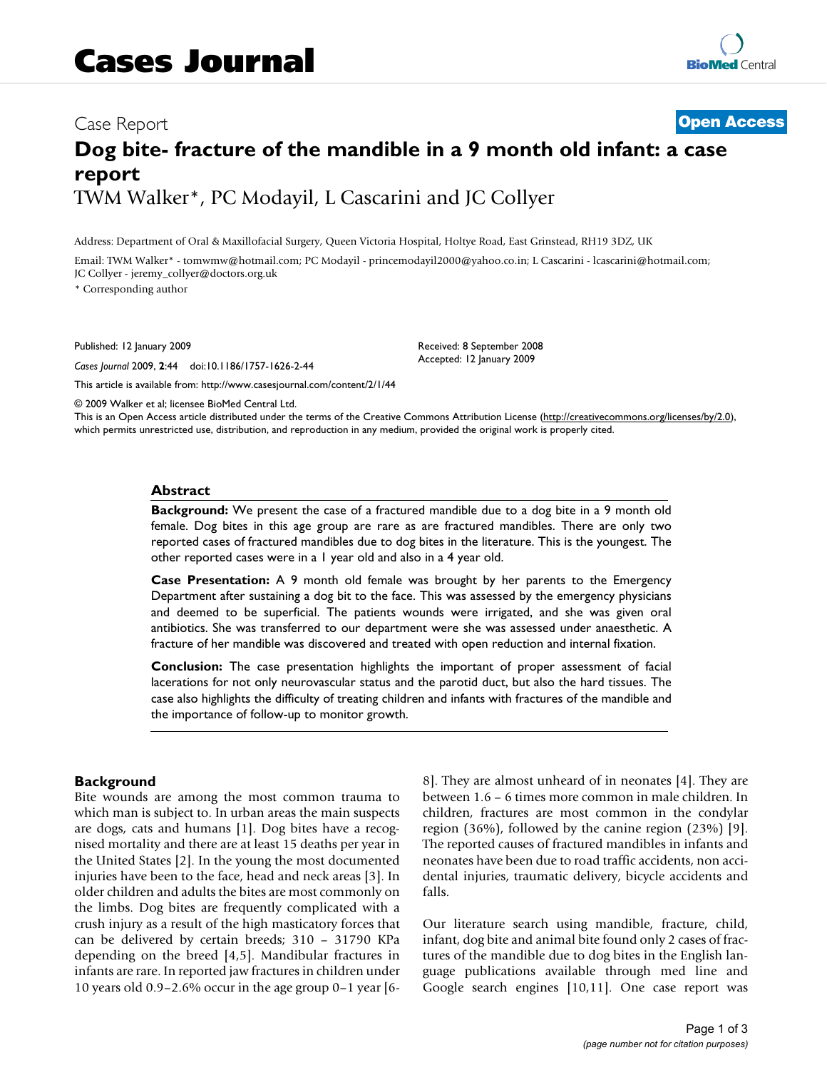# Cases Journal

Case Report

**Open Access**

# Dog bite- fracture of the mandible in a 9 month old infant: a case report

TWM Walker*, PC Modayil, L Cascarini and JC Collyer

Address: Department of Oral & Maxillofacial Surgery, Queen Victoria Hospital, Holtye Road, East Grinstead, RH19 3DZ, UK

Email: TWM Walker* - tomwmw@hotmail.com; PC Modayil - princemodayil2000@yahoo.co.in; L Cascarini - lcascarini@hotmail.com; JC Collyer - jeremy_collyer@doctors.org.uk

\* Corresponding author

Published: 12 January 2009

*Cases Journal* 2009, **2**:44 doi:10.1186/1757-1626-2-44

Received: 8 September 2008
Accepted: 12 January 2009

This article is available from: http://www.casesjournal.com/content/2/1/44

© 2009 Walker et al; licensee BioMed Central Ltd.
This is an Open Access article distributed under the terms of the Creative Commons Attribution License (http://creativecommons.org/licenses/by/2.0), which permits unrestricted use, distribution, and reproduction in any medium, provided the original work is properly cited.

## Abstract

**Background:** We present the case of a fractured mandible due to a dog bite in a 9 month old female. Dog bites in this age group are rare as are fractured mandibles. There are only two reported cases of fractured mandibles due to dog bites in the literature. This is the youngest. The other reported cases were in a 1 year old and also in a 4 year old.

**Case Presentation:** A 9 month old female was brought by her parents to the Emergency Department after sustaining a dog bit to the face. This was assessed by the emergency physicians and deemed to be superficial. The patients wounds were irrigated, and she was given oral antibiotics. She was transferred to our department were she was assessed under anaesthetic. A fracture of her mandible was discovered and treated with open reduction and internal fixation.

**Conclusion:** The case presentation highlights the important of proper assessment of facial lacerations for not only neurovascular status and the parotid duct, but also the hard tissues. The case also highlights the difficulty of treating children and infants with fractures of the mandible and the importance of follow-up to monitor growth.

## Background

Bite wounds are among the most common trauma to which man is subject to. In urban areas the main suspects are dogs, cats and humans [1]. Dog bites have a recognised mortality and there are at least 15 deaths per year in the United States [2]. In the young the most documented injuries have been to the face, head and neck areas [3]. In older children and adults the bites are most commonly on the limbs. Dog bites are frequently complicated with a crush injury as a result of the high masticatory forces that can be delivered by certain breeds; 310 – 31790 KPa depending on the breed [4,5]. Mandibular fractures in infants are rare. In reported jaw fractures in children under 10 years old 0.9–2.6% occur in the age group 0–1 year [6-8]. They are almost unheard of in neonates [4]. They are between 1.6 – 6 times more common in male children. In children, fractures are most common in the condylar region (36%), followed by the canine region (23%) [9]. The reported causes of fractured mandibles in infants and neonates have been due to road traffic accidents, non accidental injuries, traumatic delivery, bicycle accidents and falls.

Our literature search using mandible, fracture, child, infant, dog bite and animal bite found only 2 cases of fractures of the mandible due to dog bites in the English language publications available through med line and Google search engines [10,11]. One case report was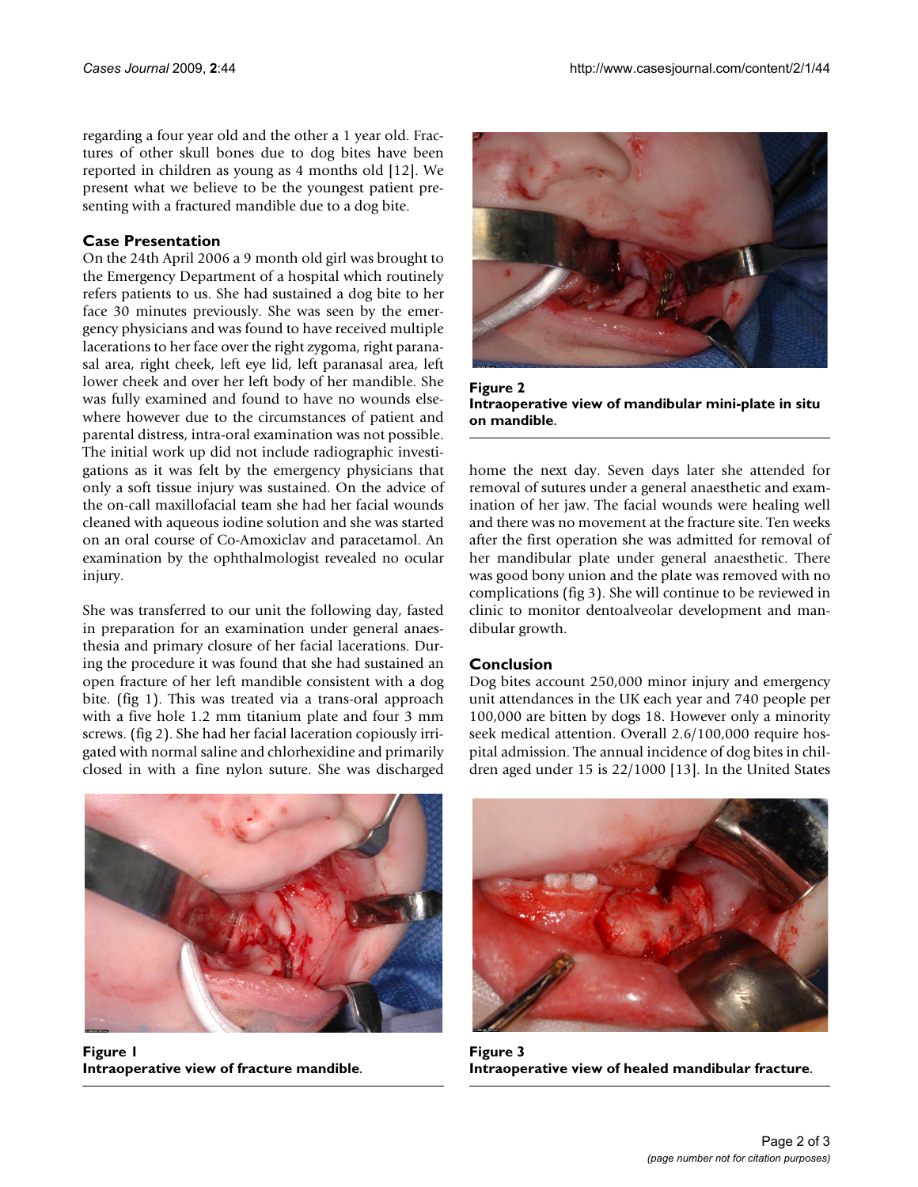regarding a four year old and the other a 1 year old. Fractures of other skull bones due to dog bites have been reported in children as young as 4 months old [12]. We present what we believe to be the youngest patient presenting with a fractured mandible due to a dog bite.

## Case Presentation

On the 24th April 2006 a 9 month old girl was brought to the Emergency Department of a hospital which routinely refers patients to us. She had sustained a dog bite to her face 30 minutes previously. She was seen by the emergency physicians and was found to have received multiple lacerations to her face over the right zygoma, right paranasal area, right cheek, left eye lid, left paranasal area, left lower cheek and over her left body of her mandible. She was fully examined and found to have no wounds elsewhere however due to the circumstances of patient and parental distress, intra-oral examination was not possible. The initial work up did not include radiographic investigations as it was felt by the emergency physicians that only a soft tissue injury was sustained. On the advice of the on-call maxillofacial team she had her facial wounds cleaned with aqueous iodine solution and she was started on an oral course of Co-Amoxiclav and paracetamol. An examination by the ophthalmologist revealed no ocular injury.

She was transferred to our unit the following day, fasted in preparation for an examination under general anaesthesia and primary closure of her facial lacerations. During the procedure it was found that she had sustained an open fracture of her left mandible consistent with a dog bite. (fig 1). This was treated via a trans-oral approach with a five hole 1.2 mm titanium plate and four 3 mm screws. (fig 2). She had her facial laceration copiously irrigated with normal saline and chlorhexidine and primarily closed in with a fine nylon suture. She was discharged home the next day. Seven days later she attended for removal of sutures under a general anaesthetic and examination of her jaw. The facial wounds were healing well and there was no movement at the fracture site. Ten weeks after the first operation she was admitted for removal of her mandibular plate under general anaesthetic. There was good bony union and the plate was removed with no complications (fig 3). She will continue to be reviewed in clinic to monitor dentoalveolar development and mandibular growth.

**Figure 1**
**Intraoperative view of fracture mandible.**

**Figure 2**
**Intraoperative view of mandibular mini-plate in situ on mandible.**

**Figure 3**
**Intraoperative view of healed mandibular fracture.**

## Conclusion

Dog bites account 250,000 minor injury and emergency unit attendances in the UK each year and 740 people per 100,000 are bitten by dogs 18. However only a minority seek medical attention. Overall 2.6/100,000 require hospital admission. The annual incidence of dog bites in children aged under 15 is 22/1000 [13]. In the United States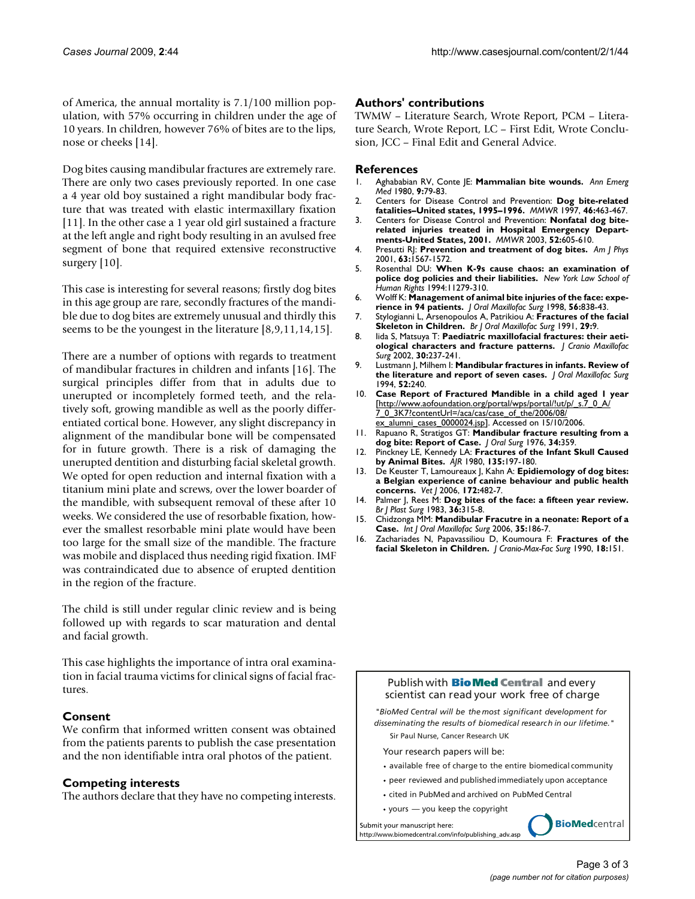of America, the annual mortality is 7.1/100 million population, with 57% occurring in children under the age of 10 years. In children, however 76% of bites are to the lips, nose or cheeks [14].

Dog bites causing mandibular fractures are extremely rare. There are only two cases previously reported. In one case a 4 year old boy sustained a right mandibular body fracture that was treated with elastic intermaxillary fixation [11]. In the other case a 1 year old girl sustained a fracture at the left angle and right body resulting in an avulsed free segment of bone that required extensive reconstructive surgery [10].

This case is interesting for several reasons; firstly dog bites in this age group are rare, secondly fractures of the mandible due to dog bites are extremely unusual and thirdly this seems to be the youngest in the literature [8,9,11,14,15].

There are a number of options with regards to treatment of mandibular fractures in children and infants [16]. The surgical principles differ from that in adults due to unerupted or incompletely formed teeth, and the relatively soft, growing mandible as well as the poorly differentiated cortical bone. However, any slight discrepancy in alignment of the mandibular bone will be compensated for in future growth. There is a risk of damaging the unerupted dentition and disturbing facial skeletal growth. We opted for open reduction and internal fixation with a titanium mini plate and screws, over the lower boarder of the mandible, with subsequent removal of these after 10 weeks. We considered the use of resorbable fixation, however the smallest resorbable mini plate would have been too large for the small size of the mandible. The fracture was mobile and displaced thus needing rigid fixation. IMF was contraindicated due to absence of erupted dentition in the region of the fracture.

The child is still under regular clinic review and is being followed up with regards to scar maturation and dental and facial growth.

This case highlights the importance of intra oral examination in facial trauma victims for clinical signs of facial fractures.

## Consent

We confirm that informed written consent was obtained from the patients parents to publish the case presentation and the non identifiable intra oral photos of the patient.

## Competing interests

The authors declare that they have no competing interests.

## Authors' contributions

TWMW – Literature Search, Wrote Report, PCM – Literature Search, Wrote Report, LC – First Edit, Wrote Conclusion, JCC – Final Edit and General Advice.

## References

1. Aghababian RV, Conte JE: **Mammalian bite wounds.** *Ann Emerg Med* 1980, **9:**79-83.
2. Centers for Disease Control and Prevention: **Dog bite-related fatalities–United states, 1995–1996.** *MMWR* 1997, **46:**463-467.
3. Centers for Disease Control and Prevention: **Nonfatal dog bite-related injuries treated in Hospital Emergency Departments-United States, 2001.** *MMWR* 2003, **52:**605-610.
4. Presutti RJ: **Prevention and treatment of dog bites.** *Am J Phys* 2001, **63:**1567-1572.
5. Rosenthal DU: **When K-9s cause chaos: an examination of police dog policies and their liabilities.** *New York Law School of Human Rights* 1994:11279-310.
6. Wolff K: **Management of animal bite injuries of the face: experience in 94 patients.** *J Oral Maxillofac Surg* 1998, **56:**838-43.
7. Stylogianni L, Arsenopoulos A, Patrikiou A: **Fractures of the facial Skeleton in Children.** *Br J Oral Maxillofac Surg* 1991, **29:**9.
8. Iida S, Matsuya T: **Paediatric maxillofacial fractures: their aetiological characters and fracture patterns.** *J Cranio Maxillofac Surg* 2002, **30:**237-241.
9. Lustmann J, Milhem I: **Mandibular fractures in infants. Review of the literature and report of seven cases.** *J Oral Maxillofac Surg* 1994, **52:**240.
10. **Case Report of Fractured Mandible in a child aged 1 year** [http://www.aofoundation.org/portal/wps/portal/!ut/p/_s.7_0_A/7_0_3K7?contentUrl=/aca/cas/case_of_the/2006/08/ex_alumni_cases_0000024.jsp]. Accessed on 15/10/2006.
11. Rapuano R, Stratigos GT: **Mandibular fracture resulting from a dog bite: Report of Case.** *J Oral Surg* 1976, **34:**359.
12. Pinckney LE, Kennedy LA: **Fractures of the Infant Skull Caused by Animal Bites.** *AJR* 1980, **135:**197-180.
13. De Keuster T, Lamoureaux J, Kahn A: **Epidemiology of dog bites: a Belgian experience of canine behaviour and public health concerns.** *Vet J* 2006, **172:**482-7.
14. Palmer J, Rees M: **Dog bites of the face: a fifteen year review.** *Br J Plast Surg* 1983, **36:**315-8.
15. Chidzonga MM: **Mandibular Fracutre in a neonate: Report of a Case.** *Int J Oral Maxillofac Surg* 2006, **35:**186-7.
16. Zachariades N, Papavassiliou D, Koumoura F: **Fractures of the facial Skeleton in Children.** *J Cranio-Max-Fac Surg* 1990, **18:**151.

Publish with **BioMed Central** and every scientist can read your work free of charge

*"BioMed Central will be the most significant development for disseminating the results of biomedical research in our lifetime."*
Sir Paul Nurse, Cancer Research UK

Your research papers will be:

- available free of charge to the entire biomedical community
- peer reviewed and published immediately upon acceptance
- cited in PubMed and archived on PubMed Central
- yours — you keep the copyright

Submit your manuscript here:
http://www.biomedcentral.com/info/publishing_adv.asp

BioMedcentral